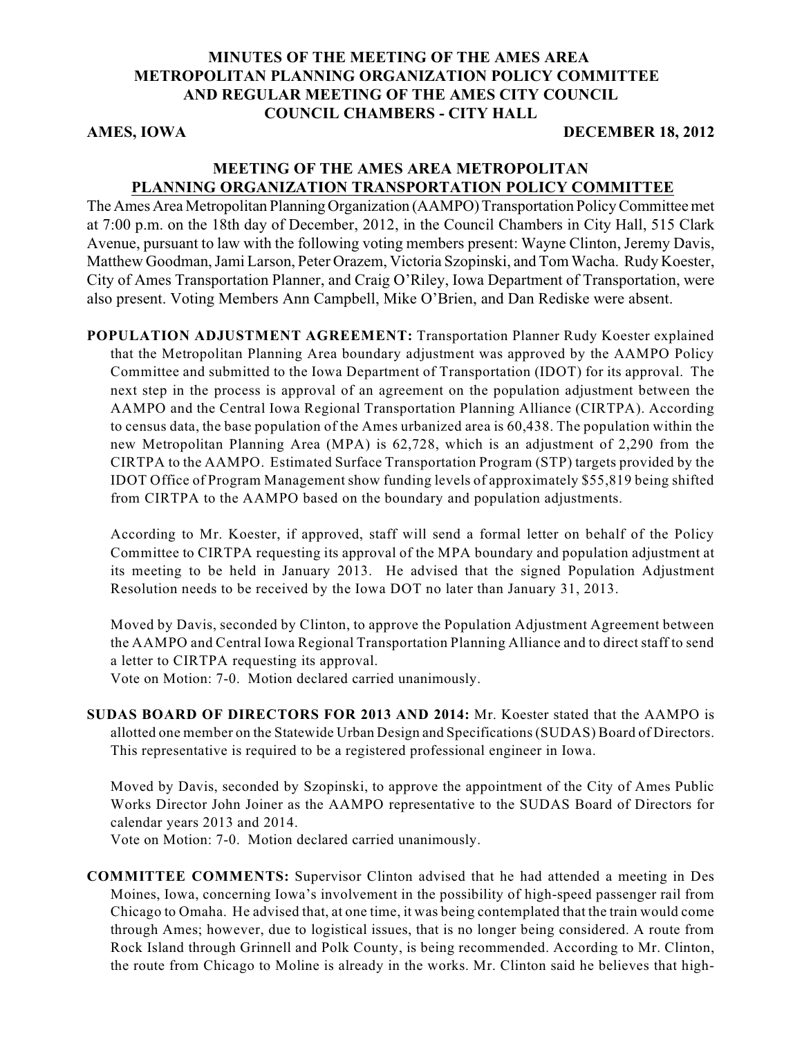# MINUTES OF THE MEETING OF THE AMES AREA METROPOLITAN PLANNING ORGANIZATION POLICY COMMITTEE AND REGULAR MEETING OF THE AMES CITY COUNCIL COUNCIL CHAMBERS - CITY HALL

**AMES, IOWA** **DECEMBER 18, 2012**

## MEETING OF THE AMES AREA METROPOLITAN PLANNING ORGANIZATION TRANSPORTATION POLICY COMMITTEE

The Ames Area Metropolitan Planning Organization (AAMPO) Transportation Policy Committee met at 7:00 p.m. on the 18th day of December, 2012, in the Council Chambers in City Hall, 515 Clark Avenue, pursuant to law with the following voting members present: Wayne Clinton, Jeremy Davis, Matthew Goodman, Jami Larson, Peter Orazem, Victoria Szopinski, and Tom Wacha. Rudy Koester, City of Ames Transportation Planner, and Craig O'Riley, Iowa Department of Transportation, were also present. Voting Members Ann Campbell, Mike O'Brien, and Dan Rediske were absent.

**POPULATION ADJUSTMENT AGREEMENT:** Transportation Planner Rudy Koester explained that the Metropolitan Planning Area boundary adjustment was approved by the AAMPO Policy Committee and submitted to the Iowa Department of Transportation (IDOT) for its approval. The next step in the process is approval of an agreement on the population adjustment between the AAMPO and the Central Iowa Regional Transportation Planning Alliance (CIRTPA). According to census data, the base population of the Ames urbanized area is 60,438. The population within the new Metropolitan Planning Area (MPA) is 62,728, which is an adjustment of 2,290 from the CIRTPA to the AAMPO. Estimated Surface Transportation Program (STP) targets provided by the IDOT Office of Program Management show funding levels of approximately $55,819 being shifted from CIRTPA to the AAMPO based on the boundary and population adjustments.

According to Mr. Koester, if approved, staff will send a formal letter on behalf of the Policy Committee to CIRTPA requesting its approval of the MPA boundary and population adjustment at its meeting to be held in January 2013. He advised that the signed Population Adjustment Resolution needs to be received by the Iowa DOT no later than January 31, 2013.

Moved by Davis, seconded by Clinton, to approve the Population Adjustment Agreement between the AAMPO and Central Iowa Regional Transportation Planning Alliance and to direct staff to send a letter to CIRTPA requesting its approval.
Vote on Motion: 7-0. Motion declared carried unanimously.

**SUDAS BOARD OF DIRECTORS FOR 2013 AND 2014:** Mr. Koester stated that the AAMPO is allotted one member on the Statewide Urban Design and Specifications (SUDAS) Board of Directors. This representative is required to be a registered professional engineer in Iowa.

Moved by Davis, seconded by Szopinski, to approve the appointment of the City of Ames Public Works Director John Joiner as the AAMPO representative to the SUDAS Board of Directors for calendar years 2013 and 2014.
Vote on Motion: 7-0. Motion declared carried unanimously.

**COMMITTEE COMMENTS:** Supervisor Clinton advised that he had attended a meeting in Des Moines, Iowa, concerning Iowa's involvement in the possibility of high-speed passenger rail from Chicago to Omaha. He advised that, at one time, it was being contemplated that the train would come through Ames; however, due to logistical issues, that is no longer being considered. A route from Rock Island through Grinnell and Polk County, is being recommended. According to Mr. Clinton, the route from Chicago to Moline is already in the works. Mr. Clinton said he believes that high-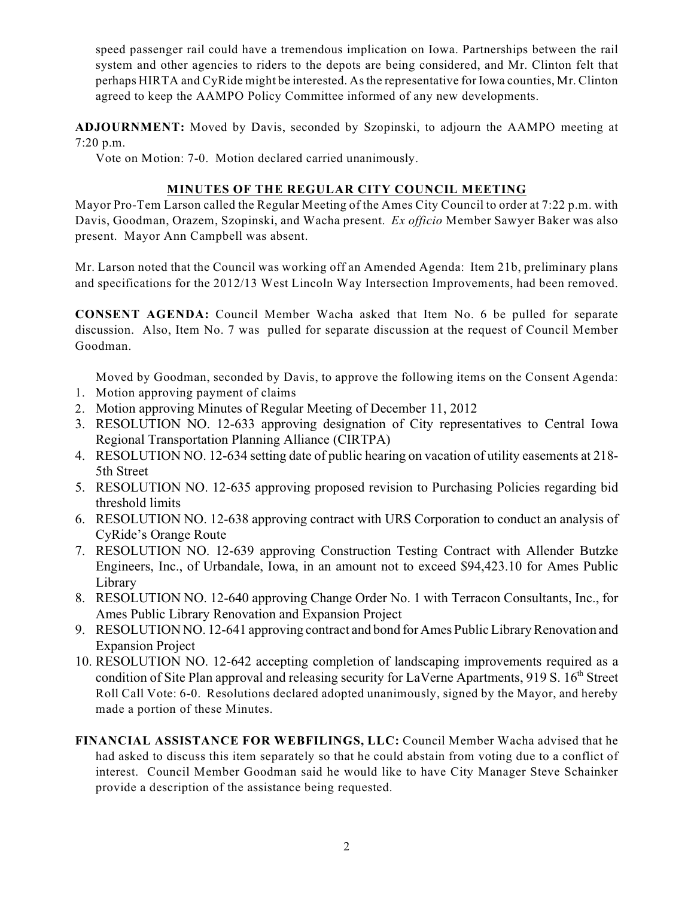speed passenger rail could have a tremendous implication on Iowa. Partnerships between the rail system and other agencies to riders to the depots are being considered, and Mr. Clinton felt that perhaps HIRTA and CyRide might be interested. As the representative for Iowa counties, Mr. Clinton agreed to keep the AAMPO Policy Committee informed of any new developments.

**ADJOURNMENT:** Moved by Davis, seconded by Szopinski, to adjourn the AAMPO meeting at 7:20 p.m.

Vote on Motion: 7-0. Motion declared carried unanimously.

## MINUTES OF THE REGULAR CITY COUNCIL MEETING

Mayor Pro-Tem Larson called the Regular Meeting of the Ames City Council to order at 7:22 p.m. with Davis, Goodman, Orazem, Szopinski, and Wacha present. *Ex officio* Member Sawyer Baker was also present. Mayor Ann Campbell was absent.

Mr. Larson noted that the Council was working off an Amended Agenda: Item 21b, preliminary plans and specifications for the 2012/13 West Lincoln Way Intersection Improvements, had been removed.

**CONSENT AGENDA:** Council Member Wacha asked that Item No. 6 be pulled for separate discussion. Also, Item No. 7 was pulled for separate discussion at the request of Council Member Goodman.

Moved by Goodman, seconded by Davis, to approve the following items on the Consent Agenda:

1. Motion approving payment of claims
2. Motion approving Minutes of Regular Meeting of December 11, 2012
3. RESOLUTION NO. 12-633 approving designation of City representatives to Central Iowa Regional Transportation Planning Alliance (CIRTPA)
4. RESOLUTION NO. 12-634 setting date of public hearing on vacation of utility easements at 218-5th Street
5. RESOLUTION NO. 12-635 approving proposed revision to Purchasing Policies regarding bid threshold limits
6. RESOLUTION NO. 12-638 approving contract with URS Corporation to conduct an analysis of CyRide's Orange Route
7. RESOLUTION NO. 12-639 approving Construction Testing Contract with Allender Butzke Engineers, Inc., of Urbandale, Iowa, in an amount not to exceed $94,423.10 for Ames Public Library
8. RESOLUTION NO. 12-640 approving Change Order No. 1 with Terracon Consultants, Inc., for Ames Public Library Renovation and Expansion Project
9. RESOLUTION NO. 12-641 approving contract and bond for Ames Public Library Renovation and Expansion Project
10. RESOLUTION NO. 12-642 accepting completion of landscaping improvements required as a condition of Site Plan approval and releasing security for LaVerne Apartments, 919 S. 16th Street

Roll Call Vote: 6-0. Resolutions declared adopted unanimously, signed by the Mayor, and hereby made a portion of these Minutes.

**FINANCIAL ASSISTANCE FOR WEBFILINGS, LLC:** Council Member Wacha advised that he had asked to discuss this item separately so that he could abstain from voting due to a conflict of interest. Council Member Goodman said he would like to have City Manager Steve Schainker provide a description of the assistance being requested.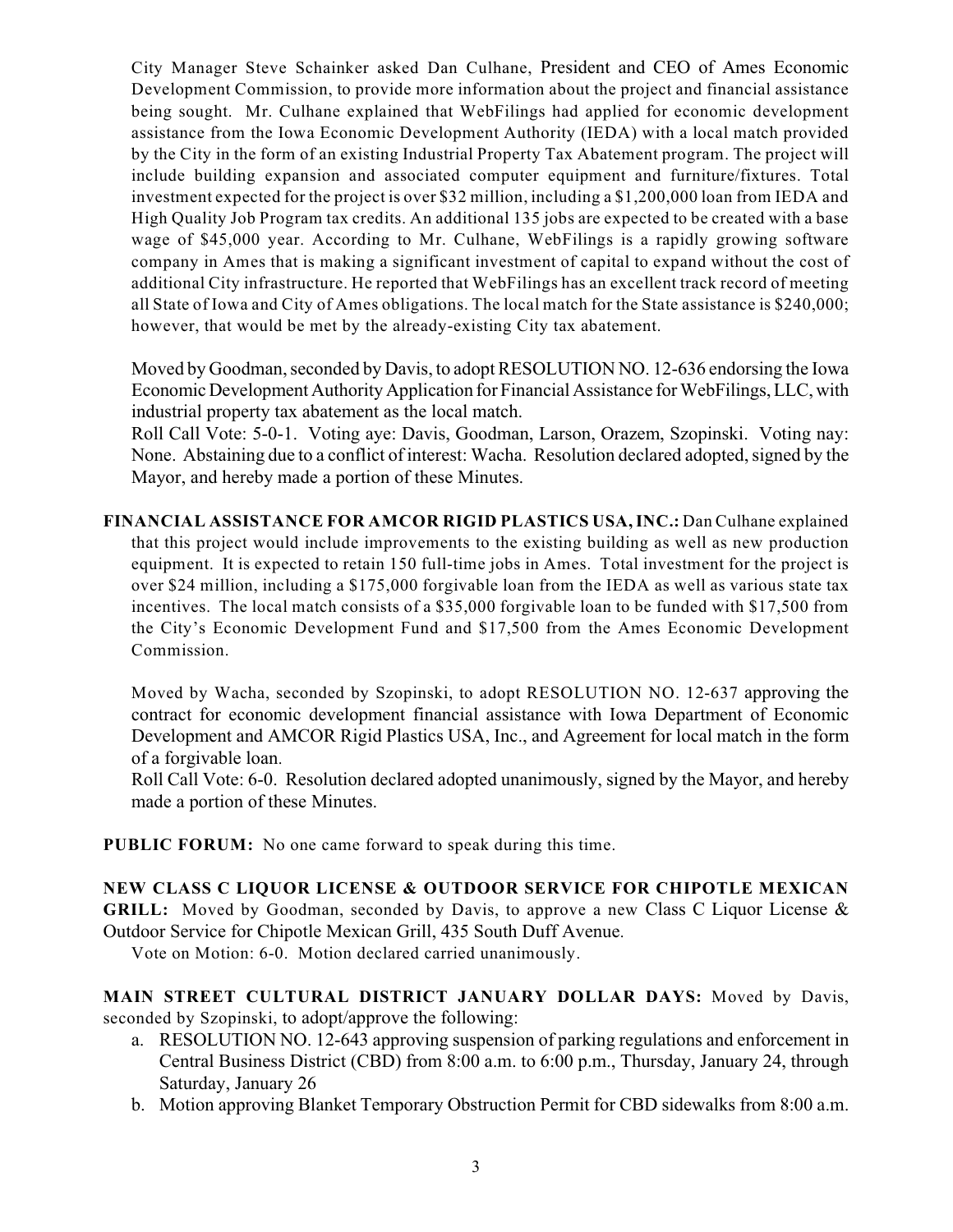City Manager Steve Schainker asked Dan Culhane, President and CEO of Ames Economic Development Commission, to provide more information about the project and financial assistance being sought. Mr. Culhane explained that WebFilings had applied for economic development assistance from the Iowa Economic Development Authority (IEDA) with a local match provided by the City in the form of an existing Industrial Property Tax Abatement program. The project will include building expansion and associated computer equipment and furniture/fixtures. Total investment expected for the project is over $32 million, including a $1,200,000 loan from IEDA and High Quality Job Program tax credits. An additional 135 jobs are expected to be created with a base wage of $45,000 year. According to Mr. Culhane, WebFilings is a rapidly growing software company in Ames that is making a significant investment of capital to expand without the cost of additional City infrastructure. He reported that WebFilings has an excellent track record of meeting all State of Iowa and City of Ames obligations. The local match for the State assistance is $240,000; however, that would be met by the already-existing City tax abatement.

Moved by Goodman, seconded by Davis, to adopt RESOLUTION NO. 12-636 endorsing the Iowa Economic Development Authority Application for Financial Assistance for WebFilings, LLC, with industrial property tax abatement as the local match.
Roll Call Vote: 5-0-1. Voting aye: Davis, Goodman, Larson, Orazem, Szopinski. Voting nay: None. Abstaining due to a conflict of interest: Wacha. Resolution declared adopted, signed by the Mayor, and hereby made a portion of these Minutes.

**FINANCIAL ASSISTANCE FOR AMCOR RIGID PLASTICS USA, INC.:** Dan Culhane explained that this project would include improvements to the existing building as well as new production equipment. It is expected to retain 150 full-time jobs in Ames. Total investment for the project is over $24 million, including a $175,000 forgivable loan from the IEDA as well as various state tax incentives. The local match consists of a $35,000 forgivable loan to be funded with $17,500 from the City's Economic Development Fund and $17,500 from the Ames Economic Development Commission.

Moved by Wacha, seconded by Szopinski, to adopt RESOLUTION NO. 12-637 approving the contract for economic development financial assistance with Iowa Department of Economic Development and AMCOR Rigid Plastics USA, Inc., and Agreement for local match in the form of a forgivable loan.
Roll Call Vote: 6-0. Resolution declared adopted unanimously, signed by the Mayor, and hereby made a portion of these Minutes.

**PUBLIC FORUM:** No one came forward to speak during this time.

**NEW CLASS C LIQUOR LICENSE & OUTDOOR SERVICE FOR CHIPOTLE MEXICAN GRILL:** Moved by Goodman, seconded by Davis, to approve a new Class C Liquor License & Outdoor Service for Chipotle Mexican Grill, 435 South Duff Avenue.
Vote on Motion: 6-0. Motion declared carried unanimously.

**MAIN STREET CULTURAL DISTRICT JANUARY DOLLAR DAYS:** Moved by Davis, seconded by Szopinski, to adopt/approve the following:

a. RESOLUTION NO. 12-643 approving suspension of parking regulations and enforcement in Central Business District (CBD) from 8:00 a.m. to 6:00 p.m., Thursday, January 24, through Saturday, January 26
b. Motion approving Blanket Temporary Obstruction Permit for CBD sidewalks from 8:00 a.m.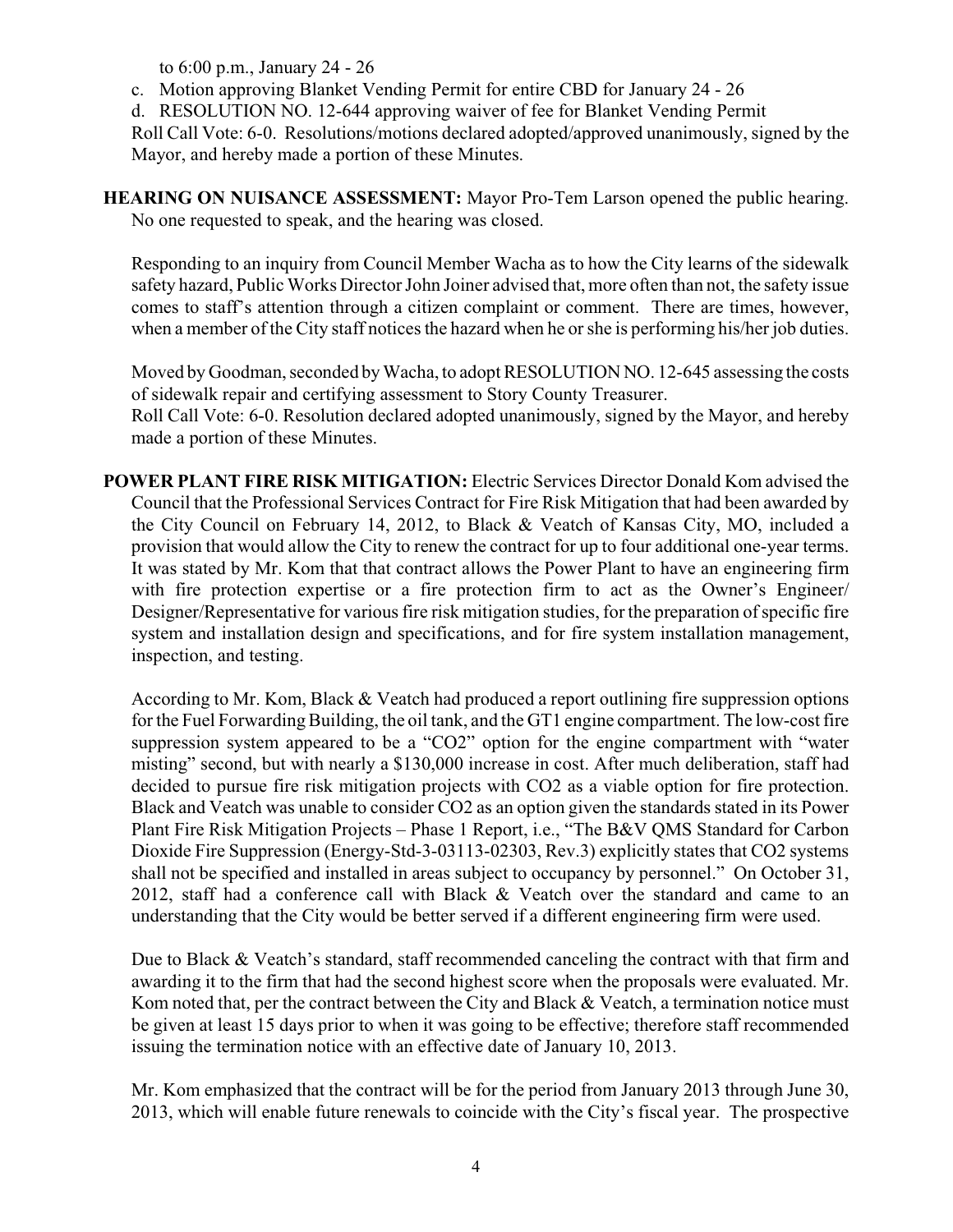to 6:00 p.m., January 24 - 26

c. Motion approving Blanket Vending Permit for entire CBD for January 24 - 26

d. RESOLUTION NO. 12-644 approving waiver of fee for Blanket Vending Permit

Roll Call Vote: 6-0. Resolutions/motions declared adopted/approved unanimously, signed by the Mayor, and hereby made a portion of these Minutes.

**HEARING ON NUISANCE ASSESSMENT:** Mayor Pro-Tem Larson opened the public hearing. No one requested to speak, and the hearing was closed.

Responding to an inquiry from Council Member Wacha as to how the City learns of the sidewalk safety hazard, Public Works Director John Joiner advised that, more often than not, the safety issue comes to staff's attention through a citizen complaint or comment. There are times, however, when a member of the City staff notices the hazard when he or she is performing his/her job duties.

Moved by Goodman, seconded by Wacha, to adopt RESOLUTION NO. 12-645 assessing the costs of sidewalk repair and certifying assessment to Story County Treasurer.

Roll Call Vote: 6-0. Resolution declared adopted unanimously, signed by the Mayor, and hereby made a portion of these Minutes.

**POWER PLANT FIRE RISK MITIGATION:** Electric Services Director Donald Kom advised the Council that the Professional Services Contract for Fire Risk Mitigation that had been awarded by the City Council on February 14, 2012, to Black & Veatch of Kansas City, MO, included a provision that would allow the City to renew the contract for up to four additional one-year terms. It was stated by Mr. Kom that that contract allows the Power Plant to have an engineering firm with fire protection expertise or a fire protection firm to act as the Owner's Engineer/ Designer/Representative for various fire risk mitigation studies, for the preparation of specific fire system and installation design and specifications, and for fire system installation management, inspection, and testing.

According to Mr. Kom, Black & Veatch had produced a report outlining fire suppression options for the Fuel Forwarding Building, the oil tank, and the GT1 engine compartment. The low-cost fire suppression system appeared to be a "$CO_2$" option for the engine compartment with "water misting" second, but with nearly a \$130,000 increase in cost. After much deliberation, staff had decided to pursue fire risk mitigation projects with $CO_2$ as a viable option for fire protection. Black and Veatch was unable to consider $CO_2$ as an option given the standards stated in its Power Plant Fire Risk Mitigation Projects – Phase 1 Report, i.e., "The B&V QMS Standard for Carbon Dioxide Fire Suppression (Energy-Std-3-03113-02303, Rev.3) explicitly states that $CO_2$ systems shall not be specified and installed in areas subject to occupancy by personnel." On October 31, 2012, staff had a conference call with Black & Veatch over the standard and came to an understanding that the City would be better served if a different engineering firm were used.

Due to Black & Veatch's standard, staff recommended canceling the contract with that firm and awarding it to the firm that had the second highest score when the proposals were evaluated. Mr. Kom noted that, per the contract between the City and Black & Veatch, a termination notice must be given at least 15 days prior to when it was going to be effective; therefore staff recommended issuing the termination notice with an effective date of January 10, 2013.

Mr. Kom emphasized that the contract will be for the period from January 2013 through June 30, 2013, which will enable future renewals to coincide with the City's fiscal year. The prospective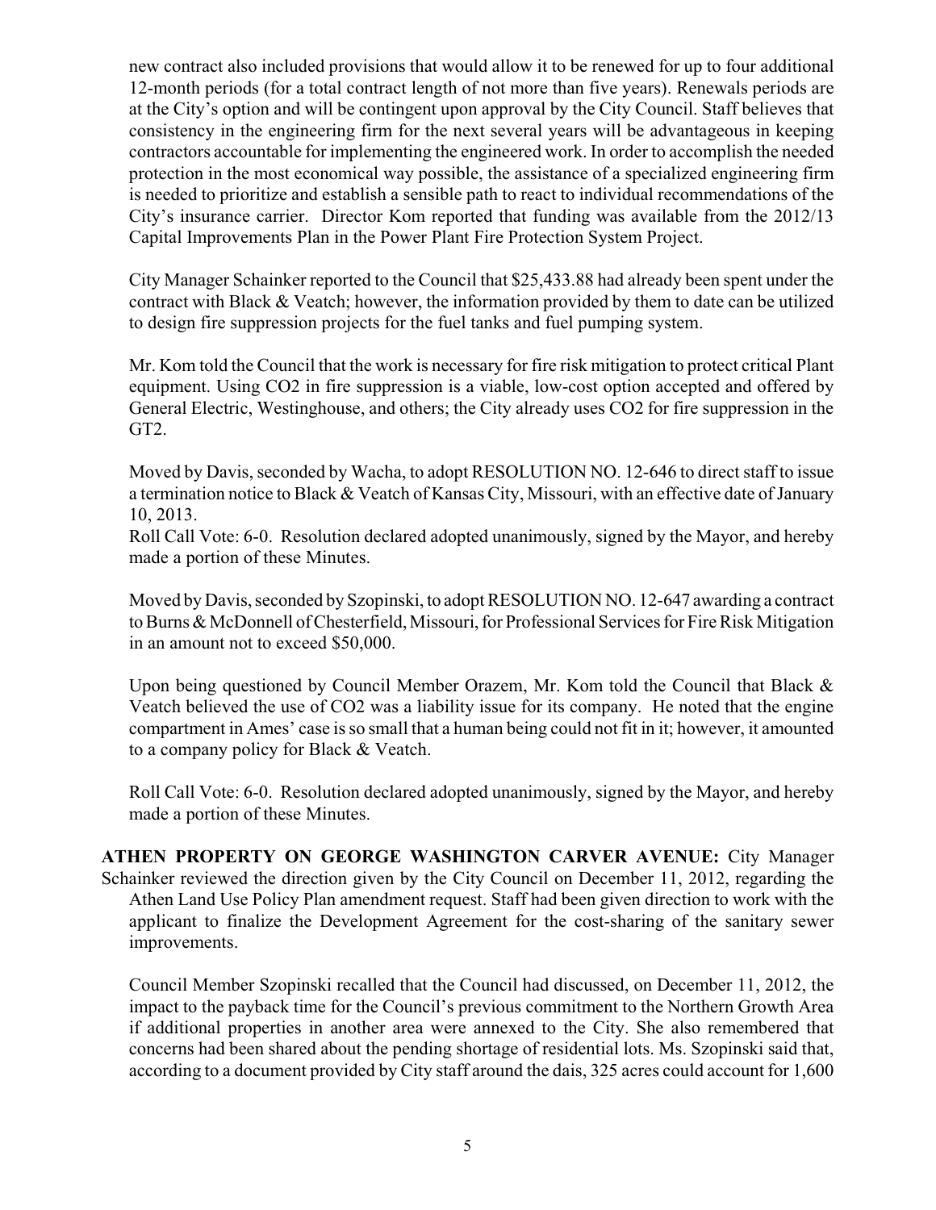new contract also included provisions that would allow it to be renewed for up to four additional 12-month periods (for a total contract length of not more than five years). Renewals periods are at the City's option and will be contingent upon approval by the City Council. Staff believes that consistency in the engineering firm for the next several years will be advantageous in keeping contractors accountable for implementing the engineered work. In order to accomplish the needed protection in the most economical way possible, the assistance of a specialized engineering firm is needed to prioritize and establish a sensible path to react to individual recommendations of the City's insurance carrier. Director Kom reported that funding was available from the 2012/13 Capital Improvements Plan in the Power Plant Fire Protection System Project.

City Manager Schainker reported to the Council that $25,433.88 had already been spent under the contract with Black & Veatch; however, the information provided by them to date can be utilized to design fire suppression projects for the fuel tanks and fuel pumping system.

Mr. Kom told the Council that the work is necessary for fire risk mitigation to protect critical Plant equipment. Using $CO_2$ in fire suppression is a viable, low-cost option accepted and offered by General Electric, Westinghouse, and others; the City already uses $CO_2$ for fire suppression in the GT2.

Moved by Davis, seconded by Wacha, to adopt RESOLUTION NO. 12-646 to direct staff to issue a termination notice to Black & Veatch of Kansas City, Missouri, with an effective date of January 10, 2013.

Roll Call Vote: 6-0. Resolution declared adopted unanimously, signed by the Mayor, and hereby made a portion of these Minutes.

Moved by Davis, seconded by Szopinski, to adopt RESOLUTION NO. 12-647 awarding a contract to Burns & McDonnell of Chesterfield, Missouri, for Professional Services for Fire Risk Mitigation in an amount not to exceed $50,000.

Upon being questioned by Council Member Orazem, Mr. Kom told the Council that Black & Veatch believed the use of $CO_2$ was a liability issue for its company. He noted that the engine compartment in Ames' case is so small that a human being could not fit in it; however, it amounted to a company policy for Black & Veatch.

Roll Call Vote: 6-0. Resolution declared adopted unanimously, signed by the Mayor, and hereby made a portion of these Minutes.

**ATHEN PROPERTY ON GEORGE WASHINGTON CARVER AVENUE:** City Manager Schainker reviewed the direction given by the City Council on December 11, 2012, regarding the Athen Land Use Policy Plan amendment request. Staff had been given direction to work with the applicant to finalize the Development Agreement for the cost-sharing of the sanitary sewer improvements.

Council Member Szopinski recalled that the Council had discussed, on December 11, 2012, the impact to the payback time for the Council's previous commitment to the Northern Growth Area if additional properties in another area were annexed to the City. She also remembered that concerns had been shared about the pending shortage of residential lots. Ms. Szopinski said that, according to a document provided by City staff around the dais, 325 acres could account for 1,600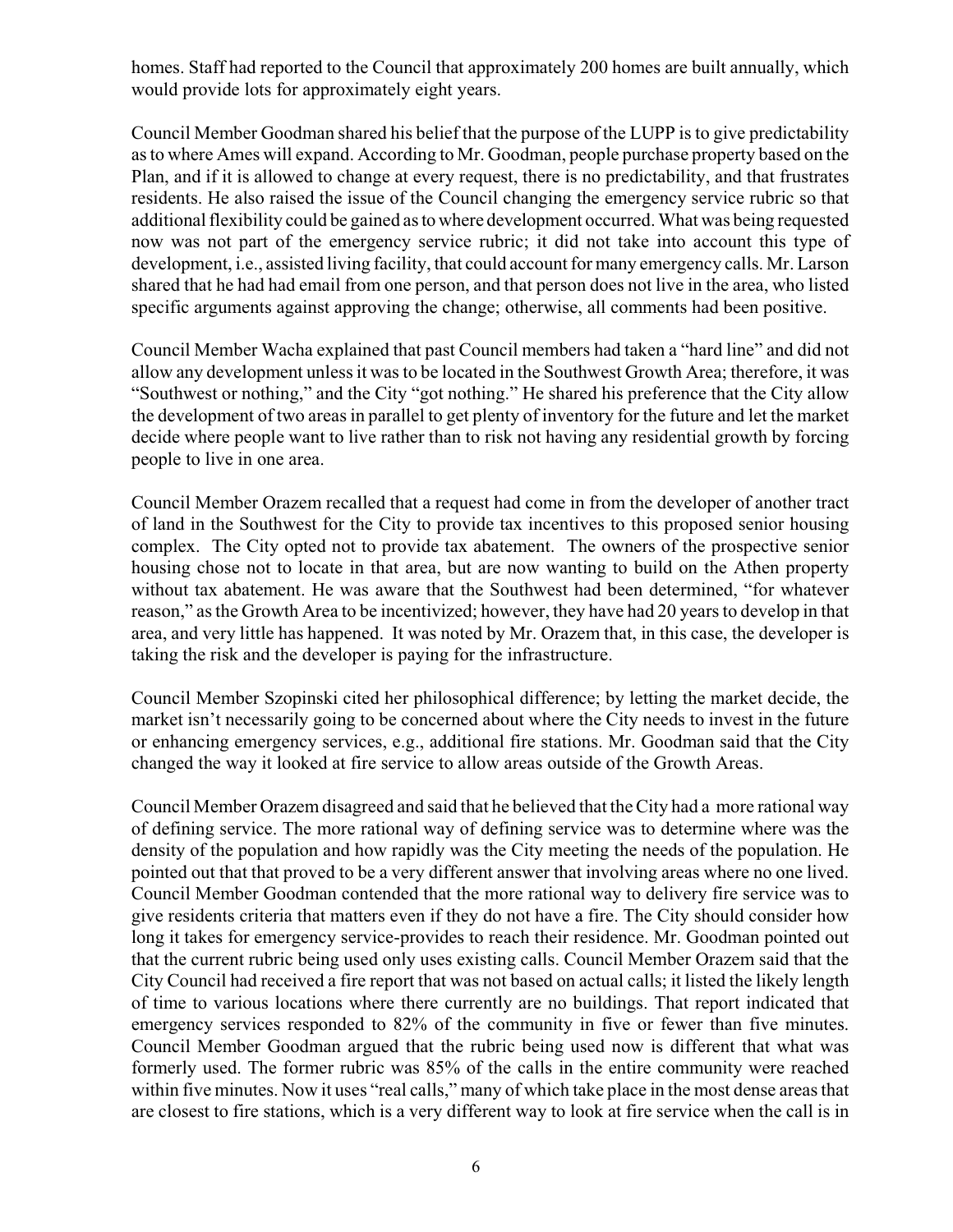homes. Staff had reported to the Council that approximately 200 homes are built annually, which would provide lots for approximately eight years.

Council Member Goodman shared his belief that the purpose of the LUPP is to give predictability as to where Ames will expand. According to Mr. Goodman, people purchase property based on the Plan, and if it is allowed to change at every request, there is no predictability, and that frustrates residents. He also raised the issue of the Council changing the emergency service rubric so that additional flexibility could be gained as to where development occurred. What was being requested now was not part of the emergency service rubric; it did not take into account this type of development, i.e., assisted living facility, that could account for many emergency calls. Mr. Larson shared that he had had email from one person, and that person does not live in the area, who listed specific arguments against approving the change; otherwise, all comments had been positive.

Council Member Wacha explained that past Council members had taken a "hard line" and did not allow any development unless it was to be located in the Southwest Growth Area; therefore, it was "Southwest or nothing," and the City "got nothing." He shared his preference that the City allow the development of two areas in parallel to get plenty of inventory for the future and let the market decide where people want to live rather than to risk not having any residential growth by forcing people to live in one area.

Council Member Orazem recalled that a request had come in from the developer of another tract of land in the Southwest for the City to provide tax incentives to this proposed senior housing complex. The City opted not to provide tax abatement. The owners of the prospective senior housing chose not to locate in that area, but are now wanting to build on the Athen property without tax abatement. He was aware that the Southwest had been determined, "for whatever reason," as the Growth Area to be incentivized; however, they have had 20 years to develop in that area, and very little has happened. It was noted by Mr. Orazem that, in this case, the developer is taking the risk and the developer is paying for the infrastructure.

Council Member Szopinski cited her philosophical difference; by letting the market decide, the market isn't necessarily going to be concerned about where the City needs to invest in the future or enhancing emergency services, e.g., additional fire stations. Mr. Goodman said that the City changed the way it looked at fire service to allow areas outside of the Growth Areas.

Council Member Orazem disagreed and said that he believed that the City had a more rational way of defining service. The more rational way of defining service was to determine where was the density of the population and how rapidly was the City meeting the needs of the population. He pointed out that that proved to be a very different answer that involving areas where no one lived. Council Member Goodman contended that the more rational way to delivery fire service was to give residents criteria that matters even if they do not have a fire. The City should consider how long it takes for emergency service-provides to reach their residence. Mr. Goodman pointed out that the current rubric being used only uses existing calls. Council Member Orazem said that the City Council had received a fire report that was not based on actual calls; it listed the likely length of time to various locations where there currently are no buildings. That report indicated that emergency services responded to 82% of the community in five or fewer than five minutes. Council Member Goodman argued that the rubric being used now is different that what was formerly used. The former rubric was 85% of the calls in the entire community were reached within five minutes. Now it uses "real calls," many of which take place in the most dense areas that are closest to fire stations, which is a very different way to look at fire service when the call is in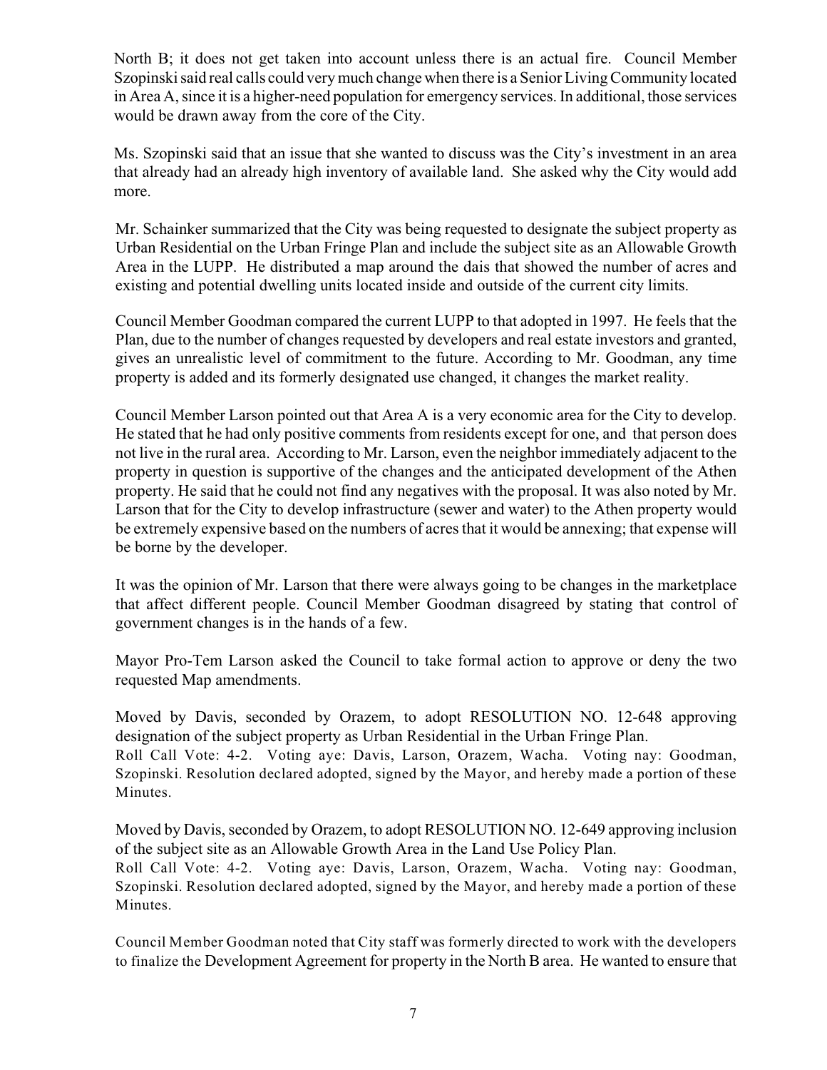North B; it does not get taken into account unless there is an actual fire. Council Member Szopinski said real calls could very much change when there is a Senior Living Community located in Area A, since it is a higher-need population for emergency services. In additional, those services would be drawn away from the core of the City.

Ms. Szopinski said that an issue that she wanted to discuss was the City's investment in an area that already had an already high inventory of available land. She asked why the City would add more.

Mr. Schainker summarized that the City was being requested to designate the subject property as Urban Residential on the Urban Fringe Plan and include the subject site as an Allowable Growth Area in the LUPP. He distributed a map around the dais that showed the number of acres and existing and potential dwelling units located inside and outside of the current city limits.

Council Member Goodman compared the current LUPP to that adopted in 1997. He feels that the Plan, due to the number of changes requested by developers and real estate investors and granted, gives an unrealistic level of commitment to the future. According to Mr. Goodman, any time property is added and its formerly designated use changed, it changes the market reality.

Council Member Larson pointed out that Area A is a very economic area for the City to develop. He stated that he had only positive comments from residents except for one, and that person does not live in the rural area. According to Mr. Larson, even the neighbor immediately adjacent to the property in question is supportive of the changes and the anticipated development of the Athen property. He said that he could not find any negatives with the proposal. It was also noted by Mr. Larson that for the City to develop infrastructure (sewer and water) to the Athen property would be extremely expensive based on the numbers of acres that it would be annexing; that expense will be borne by the developer.

It was the opinion of Mr. Larson that there were always going to be changes in the marketplace that affect different people. Council Member Goodman disagreed by stating that control of government changes is in the hands of a few.

Mayor Pro-Tem Larson asked the Council to take formal action to approve or deny the two requested Map amendments.

Moved by Davis, seconded by Orazem, to adopt RESOLUTION NO. 12-648 approving designation of the subject property as Urban Residential in the Urban Fringe Plan.
Roll Call Vote: 4-2. Voting aye: Davis, Larson, Orazem, Wacha. Voting nay: Goodman, Szopinski. Resolution declared adopted, signed by the Mayor, and hereby made a portion of these Minutes.

Moved by Davis, seconded by Orazem, to adopt RESOLUTION NO. 12-649 approving inclusion of the subject site as an Allowable Growth Area in the Land Use Policy Plan.
Roll Call Vote: 4-2. Voting aye: Davis, Larson, Orazem, Wacha. Voting nay: Goodman, Szopinski. Resolution declared adopted, signed by the Mayor, and hereby made a portion of these Minutes.

Council Member Goodman noted that City staff was formerly directed to work with the developers to finalize the Development Agreement for property in the North B area. He wanted to ensure that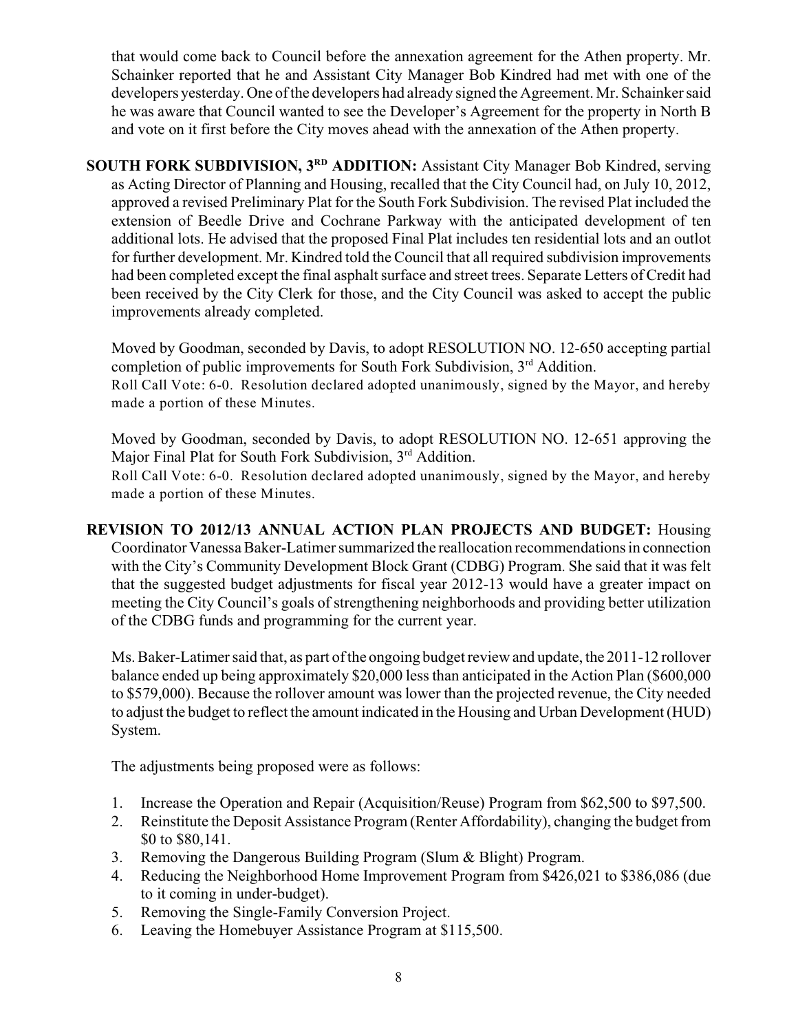that would come back to Council before the annexation agreement for the Athen property. Mr. Schainker reported that he and Assistant City Manager Bob Kindred had met with one of the developers yesterday. One of the developers had already signed the Agreement. Mr. Schainker said he was aware that Council wanted to see the Developer's Agreement for the property in North B and vote on it first before the City moves ahead with the annexation of the Athen property.

**SOUTH FORK SUBDIVISION, 3RD ADDITION:** Assistant City Manager Bob Kindred, serving as Acting Director of Planning and Housing, recalled that the City Council had, on July 10, 2012, approved a revised Preliminary Plat for the South Fork Subdivision. The revised Plat included the extension of Beedle Drive and Cochrane Parkway with the anticipated development of ten additional lots. He advised that the proposed Final Plat includes ten residential lots and an outlot for further development. Mr. Kindred told the Council that all required subdivision improvements had been completed except the final asphalt surface and street trees. Separate Letters of Credit had been received by the City Clerk for those, and the City Council was asked to accept the public improvements already completed.

Moved by Goodman, seconded by Davis, to adopt RESOLUTION NO. 12-650 accepting partial completion of public improvements for South Fork Subdivision, 3rd Addition.
Roll Call Vote: 6-0. Resolution declared adopted unanimously, signed by the Mayor, and hereby made a portion of these Minutes.

Moved by Goodman, seconded by Davis, to adopt RESOLUTION NO. 12-651 approving the Major Final Plat for South Fork Subdivision, 3rd Addition.
Roll Call Vote: 6-0. Resolution declared adopted unanimously, signed by the Mayor, and hereby made a portion of these Minutes.

**REVISION TO 2012/13 ANNUAL ACTION PLAN PROJECTS AND BUDGET:** Housing Coordinator Vanessa Baker-Latimer summarized the reallocation recommendations in connection with the City's Community Development Block Grant (CDBG) Program. She said that it was felt that the suggested budget adjustments for fiscal year 2012-13 would have a greater impact on meeting the City Council's goals of strengthening neighborhoods and providing better utilization of the CDBG funds and programming for the current year.

Ms. Baker-Latimer said that, as part of the ongoing budget review and update, the 2011-12 rollover balance ended up being approximately $20,000 less than anticipated in the Action Plan ($600,000 to $579,000). Because the rollover amount was lower than the projected revenue, the City needed to adjust the budget to reflect the amount indicated in the Housing and Urban Development (HUD) System.

The adjustments being proposed were as follows:

1. Increase the Operation and Repair (Acquisition/Reuse) Program from $62,500 to $97,500.
2. Reinstitute the Deposit Assistance Program (Renter Affordability), changing the budget from $0 to $80,141.
3. Removing the Dangerous Building Program (Slum & Blight) Program.
4. Reducing the Neighborhood Home Improvement Program from $426,021 to $386,086 (due to it coming in under-budget).
5. Removing the Single-Family Conversion Project.
6. Leaving the Homebuyer Assistance Program at $115,500.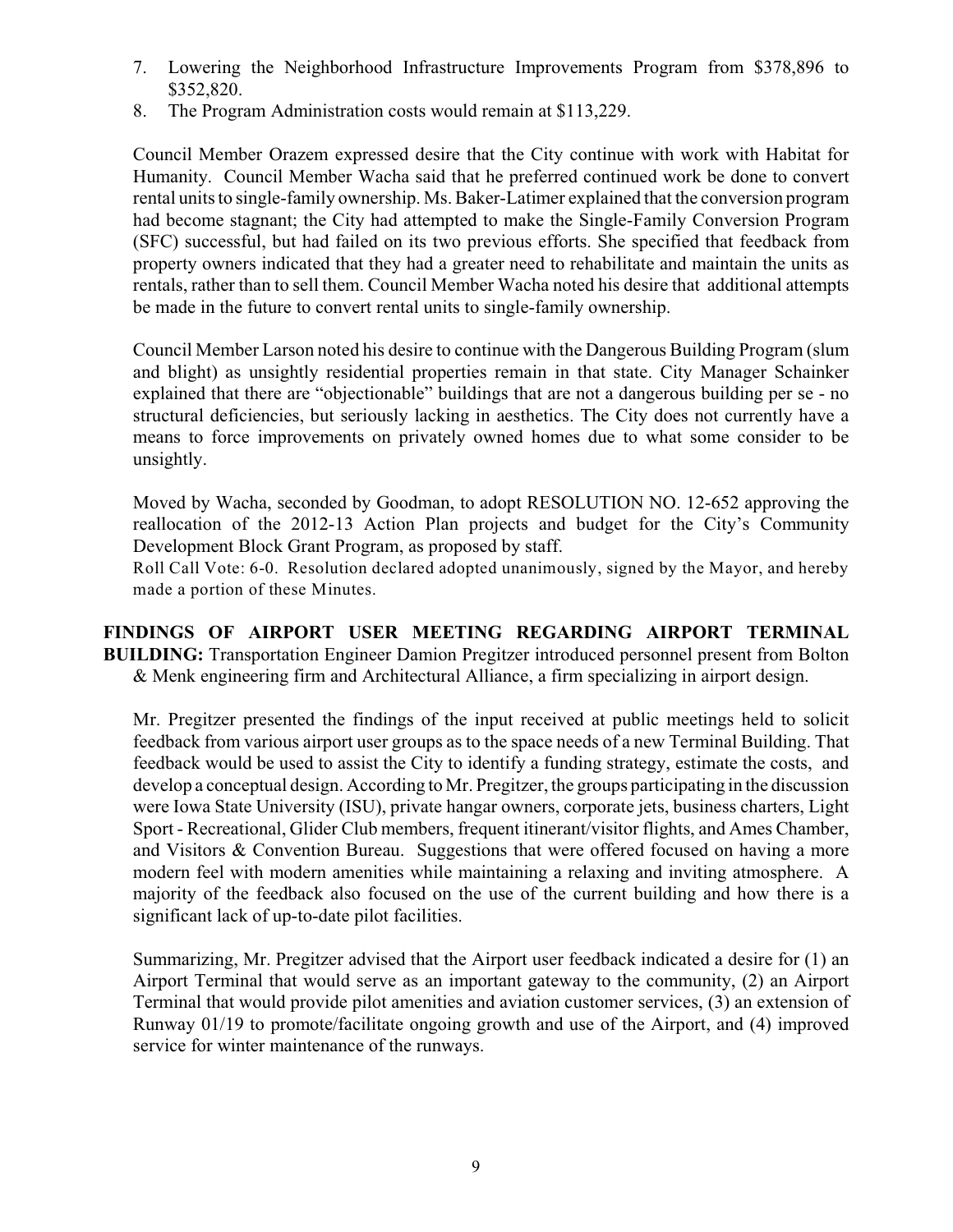7. Lowering the Neighborhood Infrastructure Improvements Program from $378,896 to $352,820.
8. The Program Administration costs would remain at $113,229.

Council Member Orazem expressed desire that the City continue with work with Habitat for Humanity. Council Member Wacha said that he preferred continued work be done to convert rental units to single-family ownership. Ms. Baker-Latimer explained that the conversion program had become stagnant; the City had attempted to make the Single-Family Conversion Program (SFC) successful, but had failed on its two previous efforts. She specified that feedback from property owners indicated that they had a greater need to rehabilitate and maintain the units as rentals, rather than to sell them. Council Member Wacha noted his desire that additional attempts be made in the future to convert rental units to single-family ownership.

Council Member Larson noted his desire to continue with the Dangerous Building Program (slum and blight) as unsightly residential properties remain in that state. City Manager Schainker explained that there are "objectionable" buildings that are not a dangerous building per se - no structural deficiencies, but seriously lacking in aesthetics. The City does not currently have a means to force improvements on privately owned homes due to what some consider to be unsightly.

Moved by Wacha, seconded by Goodman, to adopt RESOLUTION NO. 12-652 approving the reallocation of the 2012-13 Action Plan projects and budget for the City's Community Development Block Grant Program, as proposed by staff.
Roll Call Vote: 6-0. Resolution declared adopted unanimously, signed by the Mayor, and hereby made a portion of these Minutes.

**FINDINGS OF AIRPORT USER MEETING REGARDING AIRPORT TERMINAL BUILDING:** Transportation Engineer Damion Pregitzer introduced personnel present from Bolton & Menk engineering firm and Architectural Alliance, a firm specializing in airport design.

Mr. Pregitzer presented the findings of the input received at public meetings held to solicit feedback from various airport user groups as to the space needs of a new Terminal Building. That feedback would be used to assist the City to identify a funding strategy, estimate the costs, and develop a conceptual design. According to Mr. Pregitzer, the groups participating in the discussion were Iowa State University (ISU), private hangar owners, corporate jets, business charters, Light Sport - Recreational, Glider Club members, frequent itinerant/visitor flights, and Ames Chamber, and Visitors & Convention Bureau. Suggestions that were offered focused on having a more modern feel with modern amenities while maintaining a relaxing and inviting atmosphere. A majority of the feedback also focused on the use of the current building and how there is a significant lack of up-to-date pilot facilities.

Summarizing, Mr. Pregitzer advised that the Airport user feedback indicated a desire for (1) an Airport Terminal that would serve as an important gateway to the community, (2) an Airport Terminal that would provide pilot amenities and aviation customer services, (3) an extension of Runway 01/19 to promote/facilitate ongoing growth and use of the Airport, and (4) improved service for winter maintenance of the runways.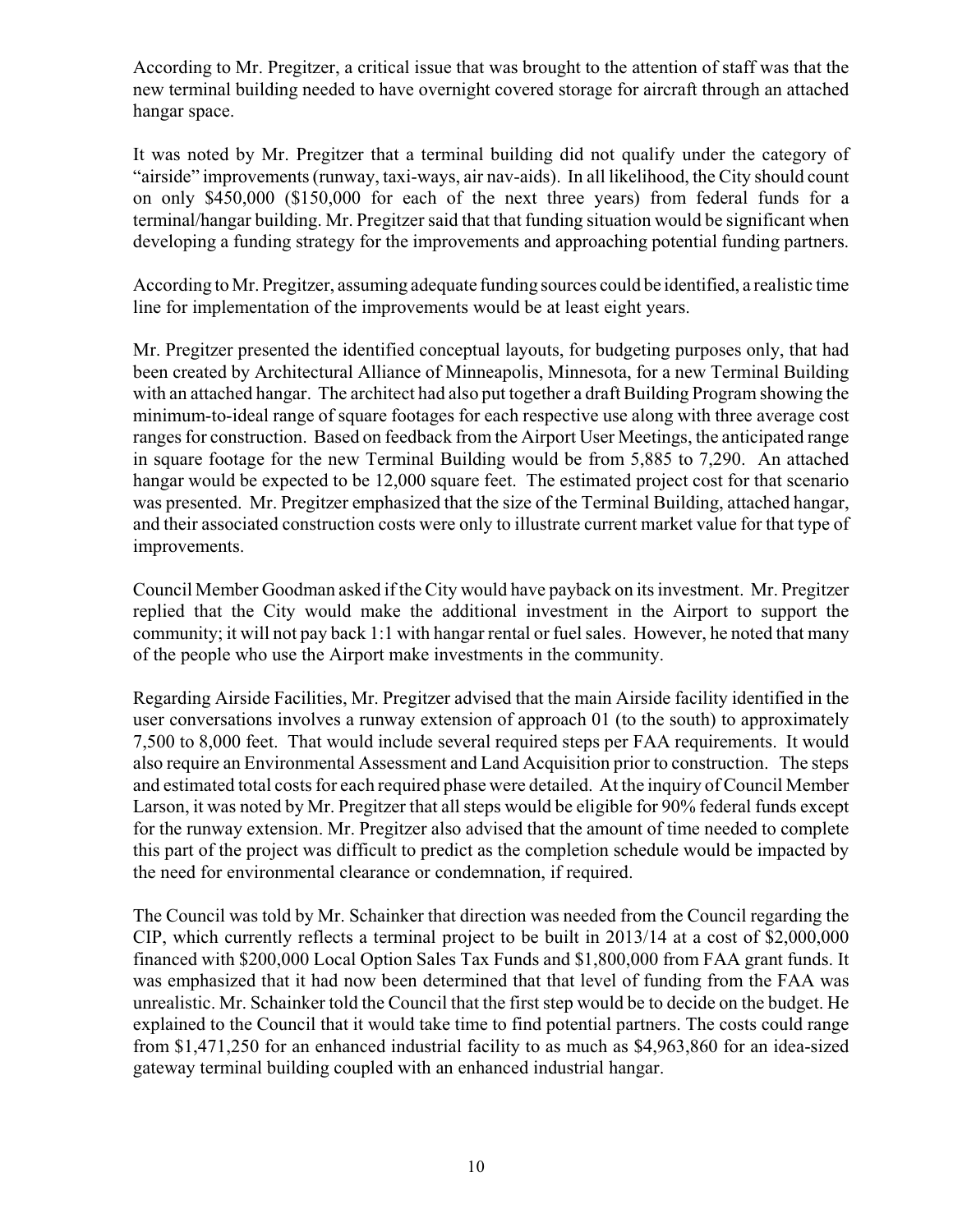According to Mr. Pregitzer, a critical issue that was brought to the attention of staff was that the new terminal building needed to have overnight covered storage for aircraft through an attached hangar space.

It was noted by Mr. Pregitzer that a terminal building did not qualify under the category of "airside" improvements (runway, taxi-ways, air nav-aids). In all likelihood, the City should count on only $450,000 ($150,000 for each of the next three years) from federal funds for a terminal/hangar building. Mr. Pregitzer said that that funding situation would be significant when developing a funding strategy for the improvements and approaching potential funding partners.

According to Mr. Pregitzer, assuming adequate funding sources could be identified, a realistic time line for implementation of the improvements would be at least eight years.

Mr. Pregitzer presented the identified conceptual layouts, for budgeting purposes only, that had been created by Architectural Alliance of Minneapolis, Minnesota, for a new Terminal Building with an attached hangar. The architect had also put together a draft Building Program showing the minimum-to-ideal range of square footages for each respective use along with three average cost ranges for construction. Based on feedback from the Airport User Meetings, the anticipated range in square footage for the new Terminal Building would be from 5,885 to 7,290. An attached hangar would be expected to be 12,000 square feet. The estimated project cost for that scenario was presented. Mr. Pregitzer emphasized that the size of the Terminal Building, attached hangar, and their associated construction costs were only to illustrate current market value for that type of improvements.

Council Member Goodman asked if the City would have payback on its investment. Mr. Pregitzer replied that the City would make the additional investment in the Airport to support the community; it will not pay back 1:1 with hangar rental or fuel sales. However, he noted that many of the people who use the Airport make investments in the community.

Regarding Airside Facilities, Mr. Pregitzer advised that the main Airside facility identified in the user conversations involves a runway extension of approach 01 (to the south) to approximately 7,500 to 8,000 feet. That would include several required steps per FAA requirements. It would also require an Environmental Assessment and Land Acquisition prior to construction. The steps and estimated total costs for each required phase were detailed. At the inquiry of Council Member Larson, it was noted by Mr. Pregitzer that all steps would be eligible for 90% federal funds except for the runway extension. Mr. Pregitzer also advised that the amount of time needed to complete this part of the project was difficult to predict as the completion schedule would be impacted by the need for environmental clearance or condemnation, if required.

The Council was told by Mr. Schainker that direction was needed from the Council regarding the CIP, which currently reflects a terminal project to be built in 2013/14 at a cost of $2,000,000 financed with $200,000 Local Option Sales Tax Funds and $1,800,000 from FAA grant funds. It was emphasized that it had now been determined that that level of funding from the FAA was unrealistic. Mr. Schainker told the Council that the first step would be to decide on the budget. He explained to the Council that it would take time to find potential partners. The costs could range from $1,471,250 for an enhanced industrial facility to as much as $4,963,860 for an idea-sized gateway terminal building coupled with an enhanced industrial hangar.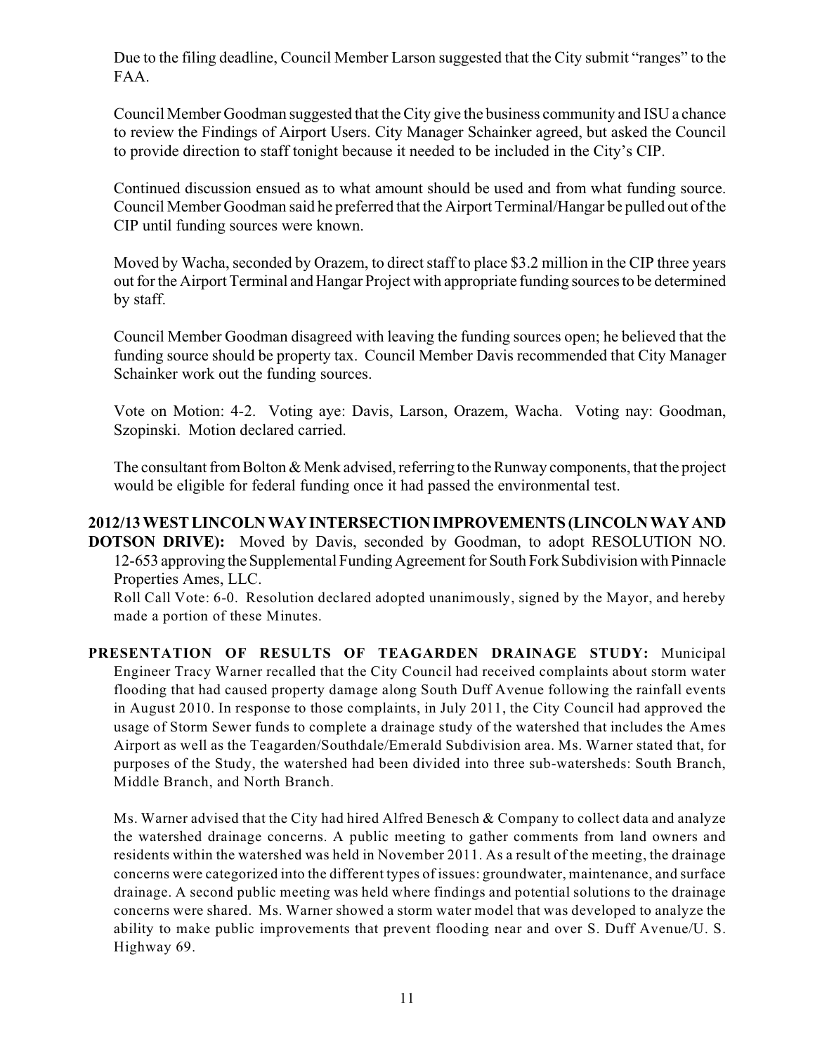Due to the filing deadline, Council Member Larson suggested that the City submit "ranges" to the FAA.

Council Member Goodman suggested that the City give the business community and ISU a chance to review the Findings of Airport Users. City Manager Schainker agreed, but asked the Council to provide direction to staff tonight because it needed to be included in the City's CIP.

Continued discussion ensued as to what amount should be used and from what funding source. Council Member Goodman said he preferred that the Airport Terminal/Hangar be pulled out of the CIP until funding sources were known.

Moved by Wacha, seconded by Orazem, to direct staff to place $3.2 million in the CIP three years out for the Airport Terminal and Hangar Project with appropriate funding sources to be determined by staff.

Council Member Goodman disagreed with leaving the funding sources open; he believed that the funding source should be property tax. Council Member Davis recommended that City Manager Schainker work out the funding sources.

Vote on Motion: 4-2. Voting aye: Davis, Larson, Orazem, Wacha. Voting nay: Goodman, Szopinski. Motion declared carried.

The consultant from Bolton & Menk advised, referring to the Runway components, that the project would be eligible for federal funding once it had passed the environmental test.

**2012/13 WEST LINCOLN WAY INTERSECTION IMPROVEMENTS (LINCOLN WAY AND DOTSON DRIVE):** Moved by Davis, seconded by Goodman, to adopt RESOLUTION NO. 12-653 approving the Supplemental Funding Agreement for South Fork Subdivision with Pinnacle Properties Ames, LLC.
Roll Call Vote: 6-0. Resolution declared adopted unanimously, signed by the Mayor, and hereby made a portion of these Minutes.

**PRESENTATION OF RESULTS OF TEAGARDEN DRAINAGE STUDY:** Municipal Engineer Tracy Warner recalled that the City Council had received complaints about storm water flooding that had caused property damage along South Duff Avenue following the rainfall events in August 2010. In response to those complaints, in July 2011, the City Council had approved the usage of Storm Sewer funds to complete a drainage study of the watershed that includes the Ames Airport as well as the Teagarden/Southdale/Emerald Subdivision area. Ms. Warner stated that, for purposes of the Study, the watershed had been divided into three sub-watersheds: South Branch, Middle Branch, and North Branch.

Ms. Warner advised that the City had hired Alfred Benesch & Company to collect data and analyze the watershed drainage concerns. A public meeting to gather comments from land owners and residents within the watershed was held in November 2011. As a result of the meeting, the drainage concerns were categorized into the different types of issues: groundwater, maintenance, and surface drainage. A second public meeting was held where findings and potential solutions to the drainage concerns were shared. Ms. Warner showed a storm water model that was developed to analyze the ability to make public improvements that prevent flooding near and over S. Duff Avenue/U. S. Highway 69.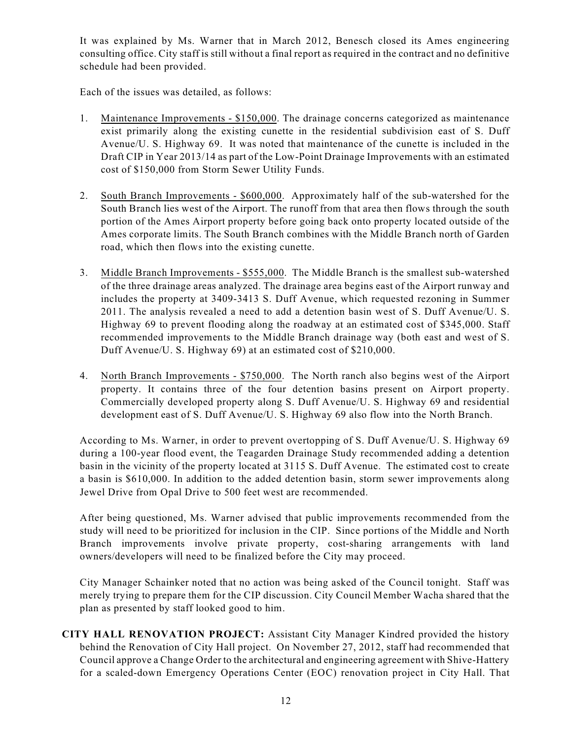It was explained by Ms. Warner that in March 2012, Benesch closed its Ames engineering consulting office. City staff is still without a final report as required in the contract and no definitive schedule had been provided.

Each of the issues was detailed, as follows:

1. Maintenance Improvements - $150,000. The drainage concerns categorized as maintenance exist primarily along the existing cunette in the residential subdivision east of S. Duff Avenue/U. S. Highway 69. It was noted that maintenance of the cunette is included in the Draft CIP in Year 2013/14 as part of the Low-Point Drainage Improvements with an estimated cost of $150,000 from Storm Sewer Utility Funds.

2. South Branch Improvements - $600,000. Approximately half of the sub-watershed for the South Branch lies west of the Airport. The runoff from that area then flows through the south portion of the Ames Airport property before going back onto property located outside of the Ames corporate limits. The South Branch combines with the Middle Branch north of Garden road, which then flows into the existing cunette.

3. Middle Branch Improvements - $555,000. The Middle Branch is the smallest sub-watershed of the three drainage areas analyzed. The drainage area begins east of the Airport runway and includes the property at 3409-3413 S. Duff Avenue, which requested rezoning in Summer 2011. The analysis revealed a need to add a detention basin west of S. Duff Avenue/U. S. Highway 69 to prevent flooding along the roadway at an estimated cost of $345,000. Staff recommended improvements to the Middle Branch drainage way (both east and west of S. Duff Avenue/U. S. Highway 69) at an estimated cost of $210,000.

4. North Branch Improvements - $750,000. The North ranch also begins west of the Airport property. It contains three of the four detention basins present on Airport property. Commercially developed property along S. Duff Avenue/U. S. Highway 69 and residential development east of S. Duff Avenue/U. S. Highway 69 also flow into the North Branch.

According to Ms. Warner, in order to prevent overtopping of S. Duff Avenue/U. S. Highway 69 during a 100-year flood event, the Teagarden Drainage Study recommended adding a detention basin in the vicinity of the property located at 3115 S. Duff Avenue. The estimated cost to create a basin is $610,000. In addition to the added detention basin, storm sewer improvements along Jewel Drive from Opal Drive to 500 feet west are recommended.

After being questioned, Ms. Warner advised that public improvements recommended from the study will need to be prioritized for inclusion in the CIP. Since portions of the Middle and North Branch improvements involve private property, cost-sharing arrangements with land owners/developers will need to be finalized before the City may proceed.

City Manager Schainker noted that no action was being asked of the Council tonight. Staff was merely trying to prepare them for the CIP discussion. City Council Member Wacha shared that the plan as presented by staff looked good to him.

**CITY HALL RENOVATION PROJECT:** Assistant City Manager Kindred provided the history behind the Renovation of City Hall project. On November 27, 2012, staff had recommended that Council approve a Change Order to the architectural and engineering agreement with Shive-Hattery for a scaled-down Emergency Operations Center (EOC) renovation project in City Hall. That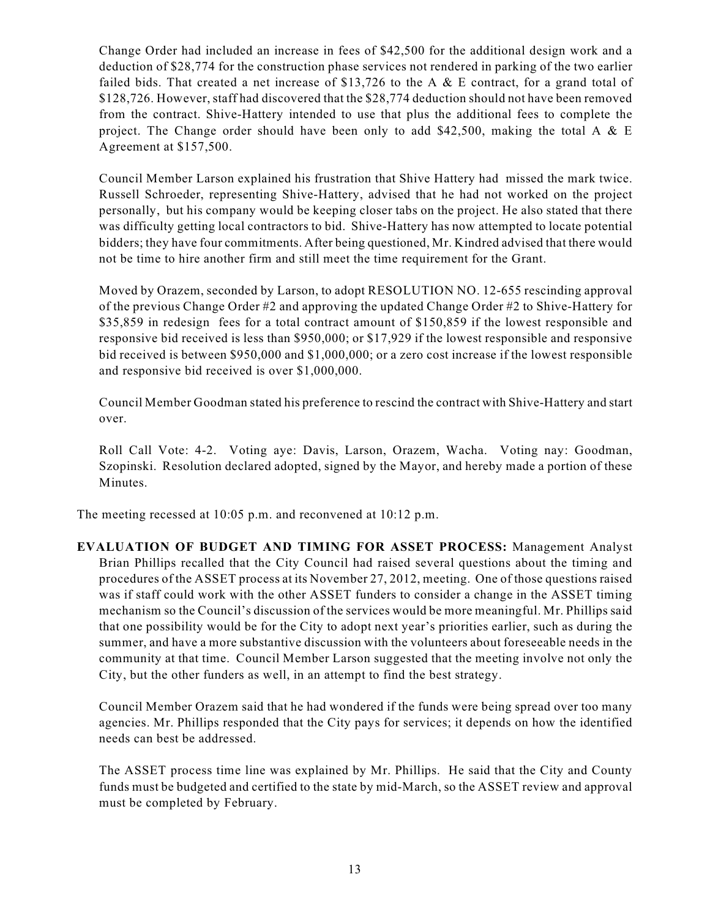Change Order had included an increase in fees of $42,500 for the additional design work and a deduction of $28,774 for the construction phase services not rendered in parking of the two earlier failed bids. That created a net increase of $13,726 to the A & E contract, for a grand total of $128,726. However, staff had discovered that the $28,774 deduction should not have been removed from the contract. Shive-Hattery intended to use that plus the additional fees to complete the project. The Change order should have been only to add $42,500, making the total A & E Agreement at $157,500.

Council Member Larson explained his frustration that Shive Hattery had missed the mark twice. Russell Schroeder, representing Shive-Hattery, advised that he had not worked on the project personally, but his company would be keeping closer tabs on the project. He also stated that there was difficulty getting local contractors to bid. Shive-Hattery has now attempted to locate potential bidders; they have four commitments. After being questioned, Mr. Kindred advised that there would not be time to hire another firm and still meet the time requirement for the Grant.

Moved by Orazem, seconded by Larson, to adopt RESOLUTION NO. 12-655 rescinding approval of the previous Change Order #2 and approving the updated Change Order #2 to Shive-Hattery for $35,859 in redesign fees for a total contract amount of $150,859 if the lowest responsible and responsive bid received is less than $950,000; or $17,929 if the lowest responsible and responsive bid received is between $950,000 and $1,000,000; or a zero cost increase if the lowest responsible and responsive bid received is over $1,000,000.

Council Member Goodman stated his preference to rescind the contract with Shive-Hattery and start over.

Roll Call Vote: 4-2. Voting aye: Davis, Larson, Orazem, Wacha. Voting nay: Goodman, Szopinski. Resolution declared adopted, signed by the Mayor, and hereby made a portion of these Minutes.

The meeting recessed at 10:05 p.m. and reconvened at 10:12 p.m.

**EVALUATION OF BUDGET AND TIMING FOR ASSET PROCESS:** Management Analyst Brian Phillips recalled that the City Council had raised several questions about the timing and procedures of the ASSET process at its November 27, 2012, meeting. One of those questions raised was if staff could work with the other ASSET funders to consider a change in the ASSET timing mechanism so the Council's discussion of the services would be more meaningful. Mr. Phillips said that one possibility would be for the City to adopt next year's priorities earlier, such as during the summer, and have a more substantive discussion with the volunteers about foreseeable needs in the community at that time. Council Member Larson suggested that the meeting involve not only the City, but the other funders as well, in an attempt to find the best strategy.

Council Member Orazem said that he had wondered if the funds were being spread over too many agencies. Mr. Phillips responded that the City pays for services; it depends on how the identified needs can best be addressed.

The ASSET process time line was explained by Mr. Phillips. He said that the City and County funds must be budgeted and certified to the state by mid-March, so the ASSET review and approval must be completed by February.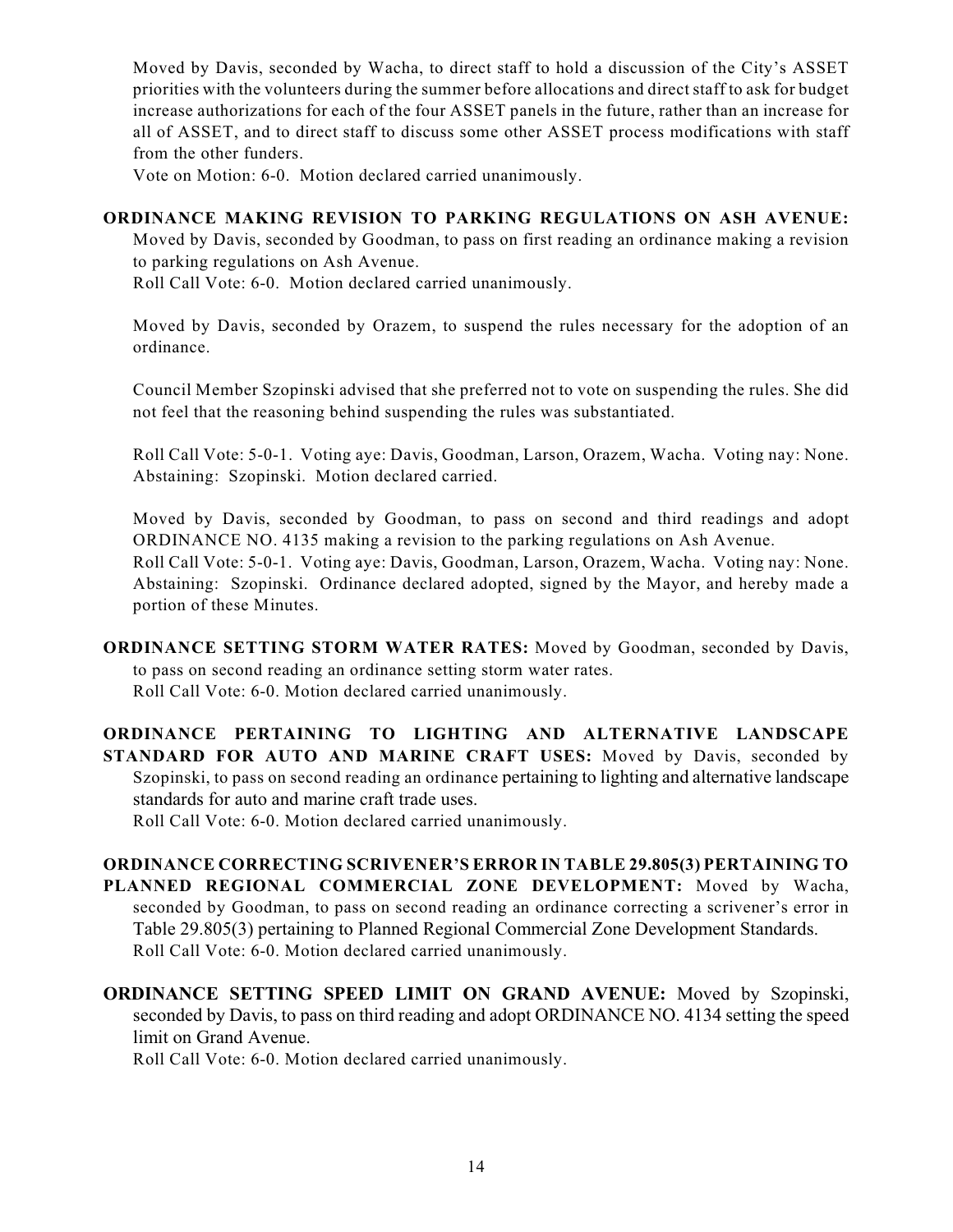Moved by Davis, seconded by Wacha, to direct staff to hold a discussion of the City's ASSET priorities with the volunteers during the summer before allocations and direct staff to ask for budget increase authorizations for each of the four ASSET panels in the future, rather than an increase for all of ASSET, and to direct staff to discuss some other ASSET process modifications with staff from the other funders.

Vote on Motion: 6-0. Motion declared carried unanimously.

**ORDINANCE MAKING REVISION TO PARKING REGULATIONS ON ASH AVENUE:** Moved by Davis, seconded by Goodman, to pass on first reading an ordinance making a revision to parking regulations on Ash Avenue.

Roll Call Vote: 6-0. Motion declared carried unanimously.

Moved by Davis, seconded by Orazem, to suspend the rules necessary for the adoption of an ordinance.

Council Member Szopinski advised that she preferred not to vote on suspending the rules. She did not feel that the reasoning behind suspending the rules was substantiated.

Roll Call Vote: 5-0-1. Voting aye: Davis, Goodman, Larson, Orazem, Wacha. Voting nay: None. Abstaining: Szopinski. Motion declared carried.

Moved by Davis, seconded by Goodman, to pass on second and third readings and adopt ORDINANCE NO. 4135 making a revision to the parking regulations on Ash Avenue.

Roll Call Vote: 5-0-1. Voting aye: Davis, Goodman, Larson, Orazem, Wacha. Voting nay: None. Abstaining: Szopinski. Ordinance declared adopted, signed by the Mayor, and hereby made a portion of these Minutes.

**ORDINANCE SETTING STORM WATER RATES:** Moved by Goodman, seconded by Davis, to pass on second reading an ordinance setting storm water rates.

Roll Call Vote: 6-0. Motion declared carried unanimously.

**ORDINANCE PERTAINING TO LIGHTING AND ALTERNATIVE LANDSCAPE STANDARD FOR AUTO AND MARINE CRAFT USES:** Moved by Davis, seconded by Szopinski, to pass on second reading an ordinance pertaining to lighting and alternative landscape standards for auto and marine craft trade uses.

Roll Call Vote: 6-0. Motion declared carried unanimously.

**ORDINANCE CORRECTING SCRIVENER'S ERROR IN TABLE 29.805(3) PERTAINING TO PLANNED REGIONAL COMMERCIAL ZONE DEVELOPMENT:** Moved by Wacha, seconded by Goodman, to pass on second reading an ordinance correcting a scrivener's error in Table 29.805(3) pertaining to Planned Regional Commercial Zone Development Standards.

Roll Call Vote: 6-0. Motion declared carried unanimously.

**ORDINANCE SETTING SPEED LIMIT ON GRAND AVENUE:** Moved by Szopinski, seconded by Davis, to pass on third reading and adopt ORDINANCE NO. 4134 setting the speed limit on Grand Avenue.

Roll Call Vote: 6-0. Motion declared carried unanimously.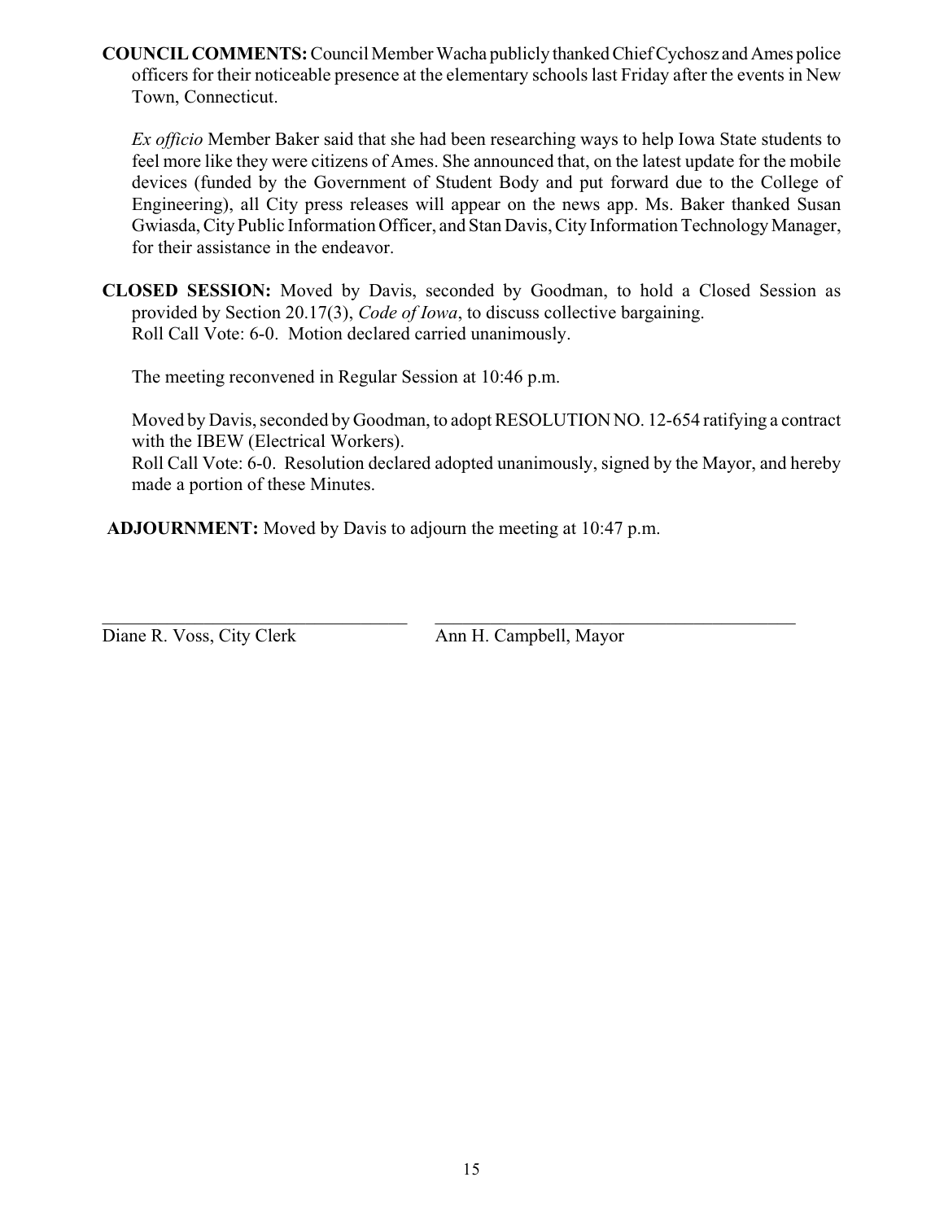**COUNCIL COMMENTS:** Council Member Wacha publicly thanked Chief Cychosz and Ames police officers for their noticeable presence at the elementary schools last Friday after the events in New Town, Connecticut.

*Ex officio* Member Baker said that she had been researching ways to help Iowa State students to feel more like they were citizens of Ames. She announced that, on the latest update for the mobile devices (funded by the Government of Student Body and put forward due to the College of Engineering), all City press releases will appear on the news app. Ms. Baker thanked Susan Gwiasda, City Public Information Officer, and Stan Davis, City Information Technology Manager, for their assistance in the endeavor.

**CLOSED SESSION:** Moved by Davis, seconded by Goodman, to hold a Closed Session as provided by Section 20.17(3), *Code of Iowa*, to discuss collective bargaining.
Roll Call Vote: 6-0. Motion declared carried unanimously.

The meeting reconvened in Regular Session at 10:46 p.m.

Moved by Davis, seconded by Goodman, to adopt RESOLUTION NO. 12-654 ratifying a contract with the IBEW (Electrical Workers).
Roll Call Vote: 6-0. Resolution declared adopted unanimously, signed by the Mayor, and hereby made a portion of these Minutes.

**ADJOURNMENT:** Moved by Davis to adjourn the meeting at 10:47 p.m.

\_\_\_\_\_\_\_\_\_\_\_\_\_\_\_\_\_\_\_\_\_\_\_\_\_\_\_\_\_\_ \_\_\_\_\_\_\_\_\_\_\_\_\_\_\_\_\_\_\_\_\_\_\_\_\_\_\_\_\_\_\_\_\_\_\_\_
Diane R. Voss, City Clerk Ann H. Campbell, Mayor